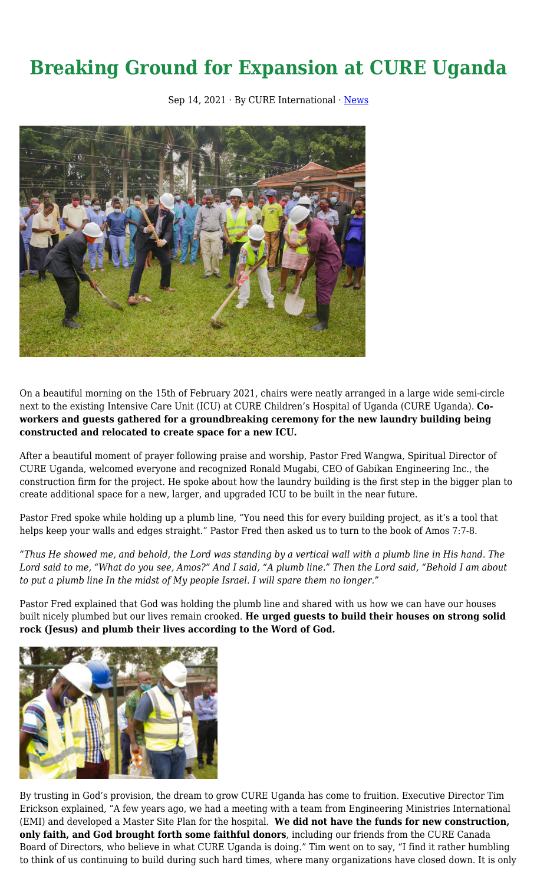# Breaking Ground for Expansion at CURE Uganda

Sep 14, 2021 · By CURE International · News

On a beautiful morning on the 15th of February 2021, chairs were neatly arranged in a large wide semi-circle next to the existing Intensive Care Unit (ICU) at CURE Children's Hospital of Uganda (CURE Uganda). **Co-workers and guests gathered for a groundbreaking ceremony for the new laundry building being constructed and relocated to create space for a new ICU.**

After a beautiful moment of prayer following praise and worship, Pastor Fred Wangwa, Spiritual Director of CURE Uganda, welcomed everyone and recognized Ronald Mugabi, CEO of Gabikan Engineering Inc., the construction firm for the project. He spoke about how the laundry building is the first step in the bigger plan to create additional space for a new, larger, and upgraded ICU to be built in the near future.

Pastor Fred spoke while holding up a plumb line, "You need this for every building project, as it's a tool that helps keep your walls and edges straight." Pastor Fred then asked us to turn to the book of Amos 7:7-8.

*"Thus He showed me, and behold, the Lord was standing by a vertical wall with a plumb line in His hand. The Lord said to me, "What do you see, Amos?" And I said, "A plumb line." Then the Lord said, "Behold I am about to put a plumb line In the midst of My people Israel. I will spare them no longer."*

Pastor Fred explained that God was holding the plumb line and shared with us how we can have our houses built nicely plumbed but our lives remain crooked. **He urged guests to build their houses on strong solid rock (Jesus) and plumb their lives according to the Word of God.**

By trusting in God's provision, the dream to grow CURE Uganda has come to fruition. Executive Director Tim Erickson explained, "A few years ago, we had a meeting with a team from Engineering Ministries International (EMI) and developed a Master Site Plan for the hospital. **We did not have the funds for new construction, only faith, and God brought forth some faithful donors**, including our friends from the CURE Canada Board of Directors, who believe in what CURE Uganda is doing." Tim went on to say, "I find it rather humbling to think of us continuing to build during such hard times, where many organizations have closed down. It is only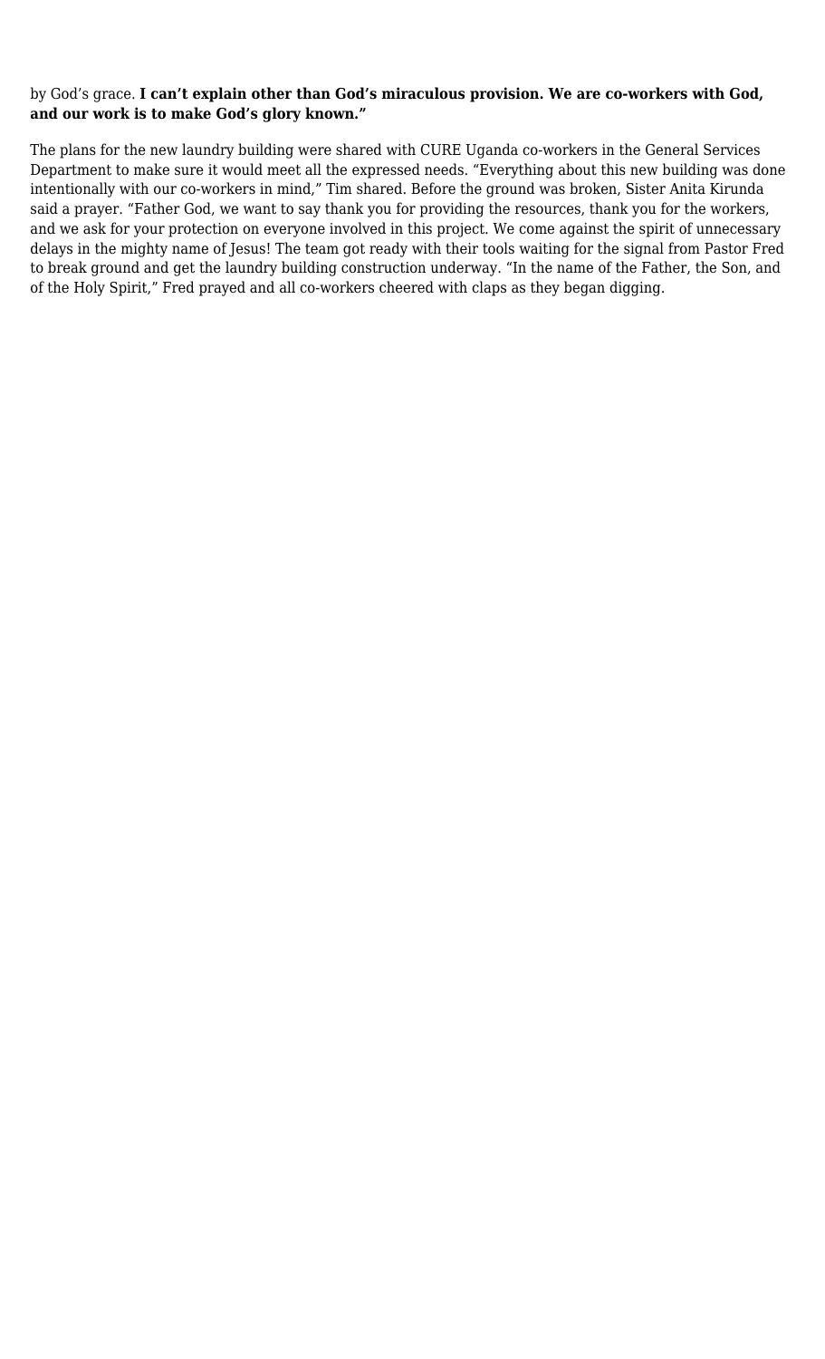by God's grace. **I can't explain other than God's miraculous provision. We are co-workers with God, and our work is to make God's glory known."**

The plans for the new laundry building were shared with CURE Uganda co-workers in the General Services Department to make sure it would meet all the expressed needs. "Everything about this new building was done intentionally with our co-workers in mind," Tim shared. Before the ground was broken, Sister Anita Kirunda said a prayer. "Father God, we want to say thank you for providing the resources, thank you for the workers, and we ask for your protection on everyone involved in this project. We come against the spirit of unnecessary delays in the mighty name of Jesus! The team got ready with their tools waiting for the signal from Pastor Fred to break ground and get the laundry building construction underway. "In the name of the Father, the Son, and of the Holy Spirit," Fred prayed and all co-workers cheered with claps as they began digging.